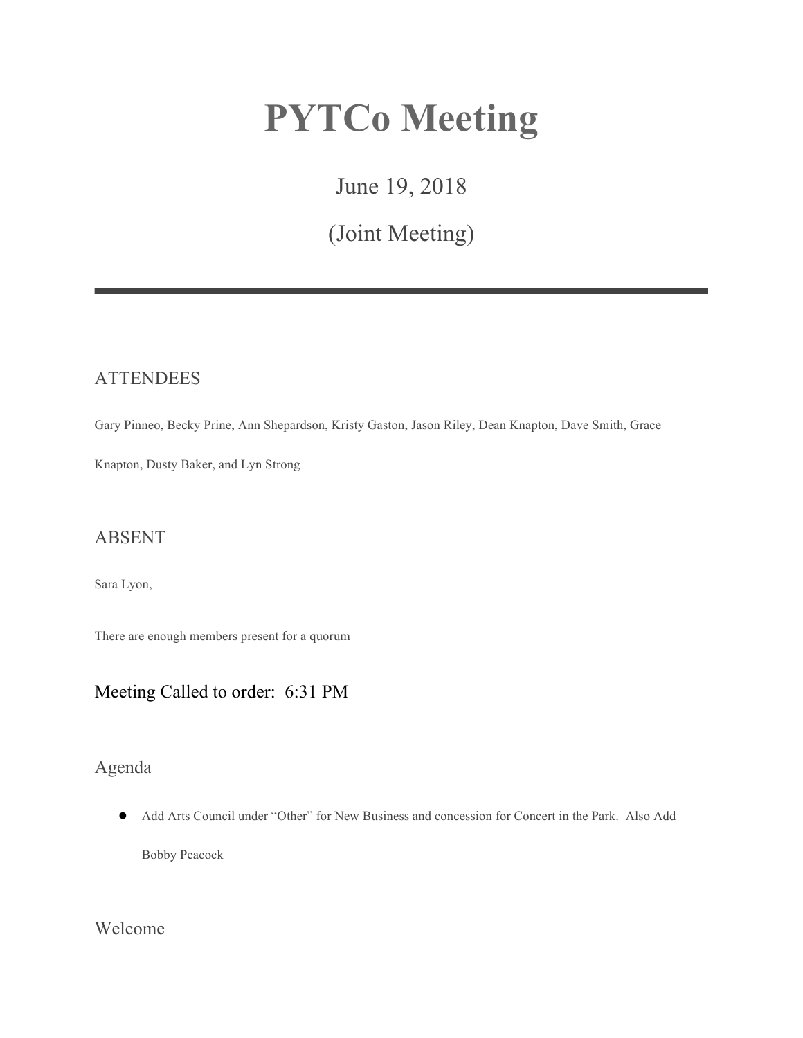# PYTCo Meeting

June 19, 2018

(Joint Meeting)

---

## ATTENDEES

Gary Pinneo, Becky Prine, Ann Shepardson, Kristy Gaston, Jason Riley, Dean Knapton, Dave Smith, Grace Knapton, Dusty Baker, and Lyn Strong

## ABSENT

Sara Lyon,

There are enough members present for a quorum

## Meeting Called to order: 6:31 PM

## Agenda

- Add Arts Council under "Other" for New Business and concession for Concert in the Park. Also Add Bobby Peacock

## Welcome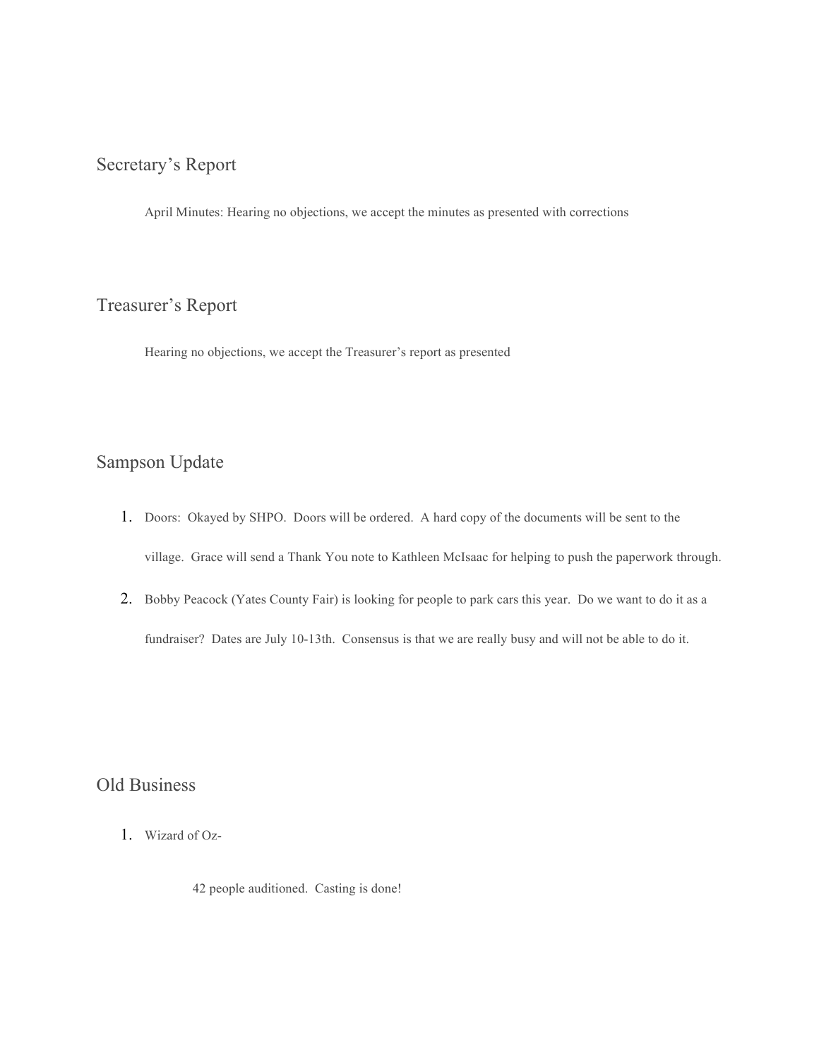## Secretary's Report

April Minutes: Hearing no objections, we accept the minutes as presented with corrections

## Treasurer's Report

Hearing no objections, we accept the Treasurer's report as presented

## Sampson Update

1. Doors: Okayed by SHPO. Doors will be ordered. A hard copy of the documents will be sent to the village. Grace will send a Thank You note to Kathleen McIsaac for helping to push the paperwork through.
2. Bobby Peacock (Yates County Fair) is looking for people to park cars this year. Do we want to do it as a fundraiser? Dates are July 10-13th. Consensus is that we are really busy and will not be able to do it.

## Old Business

1. Wizard of Oz-

   42 people auditioned. Casting is done!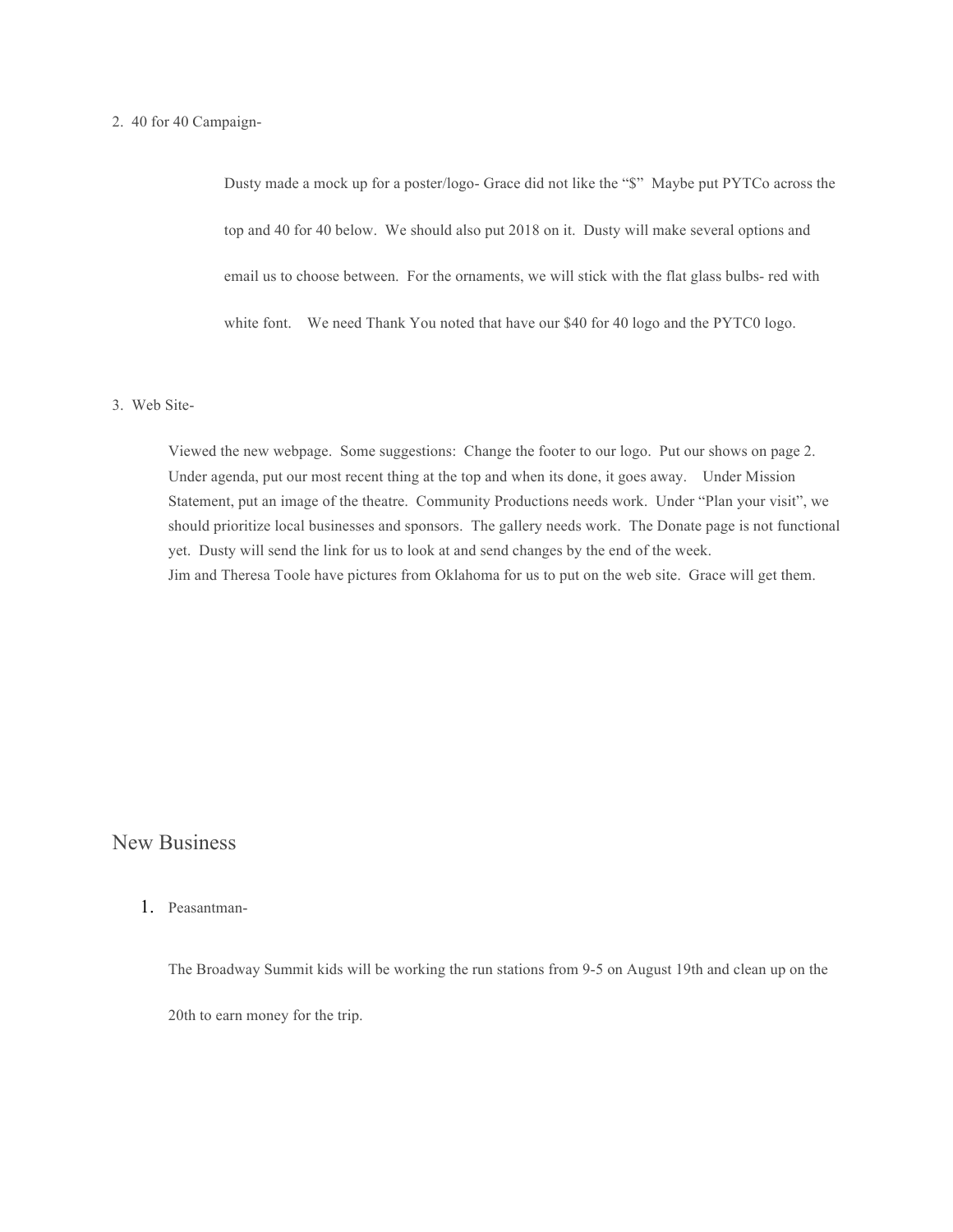2. 40 for 40 Campaign-

Dusty made a mock up for a poster/logo- Grace did not like the "$" Maybe put PYTCo across the top and 40 for 40 below. We should also put 2018 on it. Dusty will make several options and email us to choose between. For the ornaments, we will stick with the flat glass bulbs- red with white font. We need Thank You noted that have our $40 for 40 logo and the PYTC0 logo.

3. Web Site-

Viewed the new webpage. Some suggestions: Change the footer to our logo. Put our shows on page 2. Under agenda, put our most recent thing at the top and when its done, it goes away. Under Mission Statement, put an image of the theatre. Community Productions needs work. Under "Plan your visit", we should prioritize local businesses and sponsors. The gallery needs work. The Donate page is not functional yet. Dusty will send the link for us to look at and send changes by the end of the week.
Jim and Theresa Toole have pictures from Oklahoma for us to put on the web site. Grace will get them.

## New Business

1. Peasantman-

The Broadway Summit kids will be working the run stations from 9-5 on August 19th and clean up on the 20th to earn money for the trip.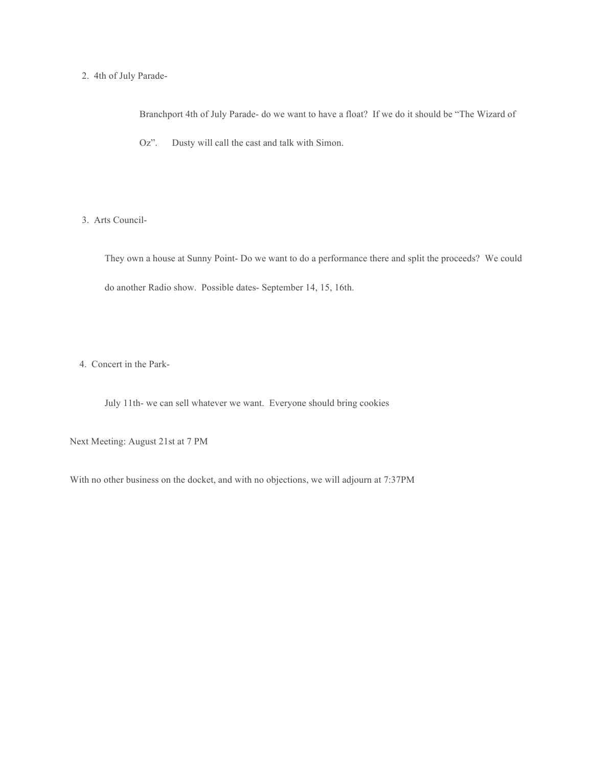2. 4th of July Parade-

   Branchport 4th of July Parade- do we want to have a float? If we do it should be "The Wizard of Oz". Dusty will call the cast and talk with Simon.

3. Arts Council-

   They own a house at Sunny Point- Do we want to do a performance there and split the proceeds? We could do another Radio show. Possible dates- September 14, 15, 16th.

4. Concert in the Park-

   July 11th- we can sell whatever we want. Everyone should bring cookies

Next Meeting: August 21st at 7 PM

With no other business on the docket, and with no objections, we will adjourn at 7:37PM